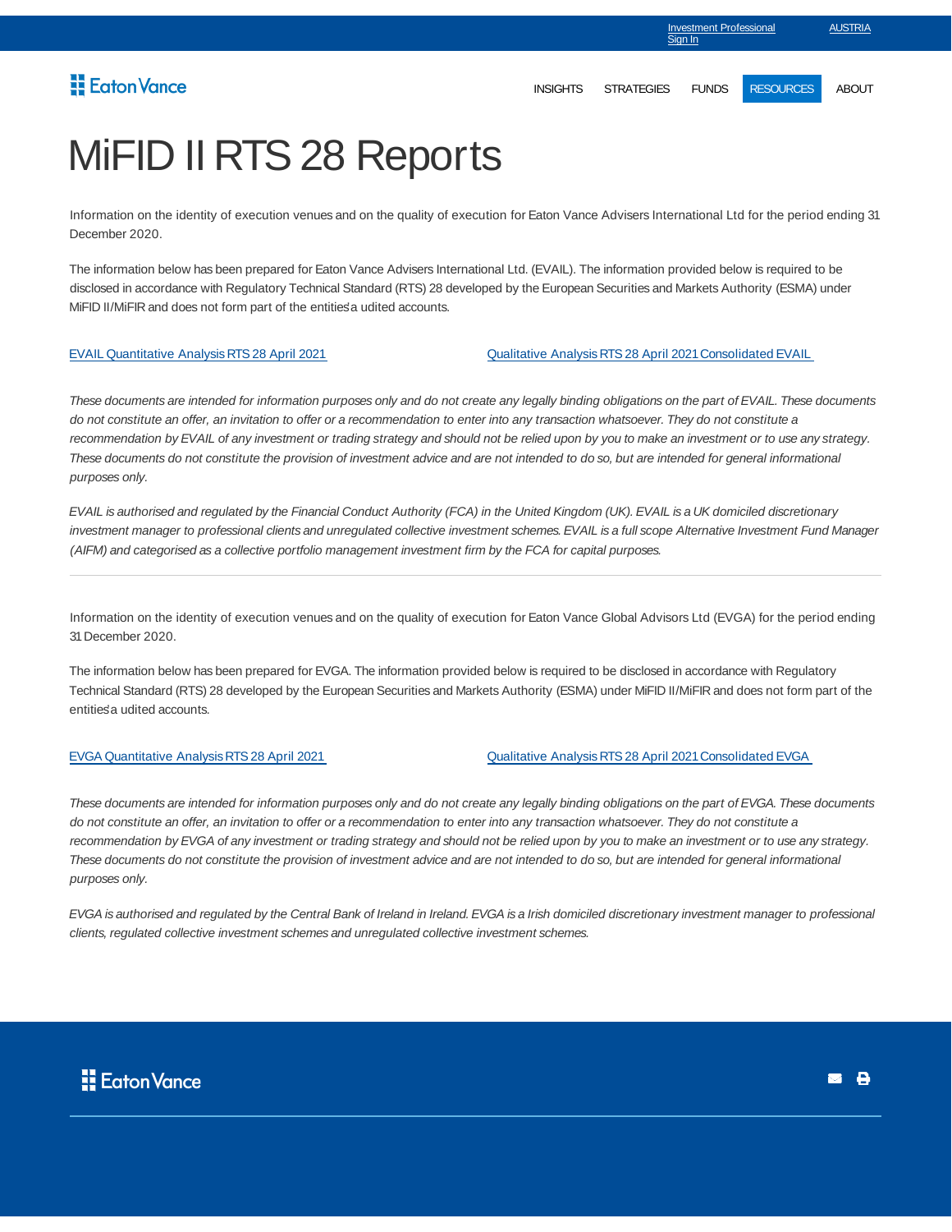# MiFID II RTS 28 Reports

Information on the identity of execution venues and on the quality of execution for Eaton Vance Advisers International Ltd for the period ending 31 December 2020.

The information below has been prepared for Eaton Vance Advisers International Ltd. (EVAIL). The information provided below is required to be disclosed in accordance with Regulatory Technical Standard (RTS) 28 developed by the European Securities and Markets Authority (ESMA) under MiFID II/MiFIR and does not form part of the entities' audited accounts.

EVAIL Quantitative Analysis RTS 28 April 2021

Qualitative Analysis RTS 28 April 2021 Consolidated EVAIL

*These documents are intended for information purposes only and do not create any legally binding obligations on the part of EVAIL. These documents do not constitute an offer, an invitation to offer or a recommendation to enter into any transaction whatsoever. They do not constitute a recommendation by EVAIL of any investment or trading strategy and should not be relied upon by you to make an investment or to use any strategy. These documents do not constitute the provision of investment advice and are not intended to do so, but are intended for general informational purposes only.*

*EVAIL is authorised and regulated by the Financial Conduct Authority (FCA) in the United Kingdom (UK). EVAIL is a UK domiciled discretionary investment manager to professional clients and unregulated collective investment schemes. EVAIL is a full scope Alternative Investment Fund Manager (AIFM) and categorised as a collective portfolio management investment firm by the FCA for capital purposes.*

---

Information on the identity of execution venues and on the quality of execution for Eaton Vance Global Advisors Ltd (EVGA) for the period ending 31 December 2020.

The information below has been prepared for EVGA. The information provided below is required to be disclosed in accordance with Regulatory Technical Standard (RTS) 28 developed by the European Securities and Markets Authority (ESMA) under MiFID II/MiFIR and does not form part of the entities' audited accounts.

EVGA Quantitative Analysis RTS 28 April 2021

Qualitative Analysis RTS 28 April 2021 Consolidated EVGA

*These documents are intended for information purposes only and do not create any legally binding obligations on the part of EVGA. These documents do not constitute an offer, an invitation to offer or a recommendation to enter into any transaction whatsoever. They do not constitute a recommendation by EVGA of any investment or trading strategy and should not be relied upon by you to make an investment or to use any strategy. These documents do not constitute the provision of investment advice and are not intended to do so, but are intended for general informational purposes only.*

*EVGA is authorised and regulated by the Central Bank of Ireland in Ireland. EVGA is a Irish domiciled discretionary investment manager to professional clients, regulated collective investment schemes and unregulated collective investment schemes.*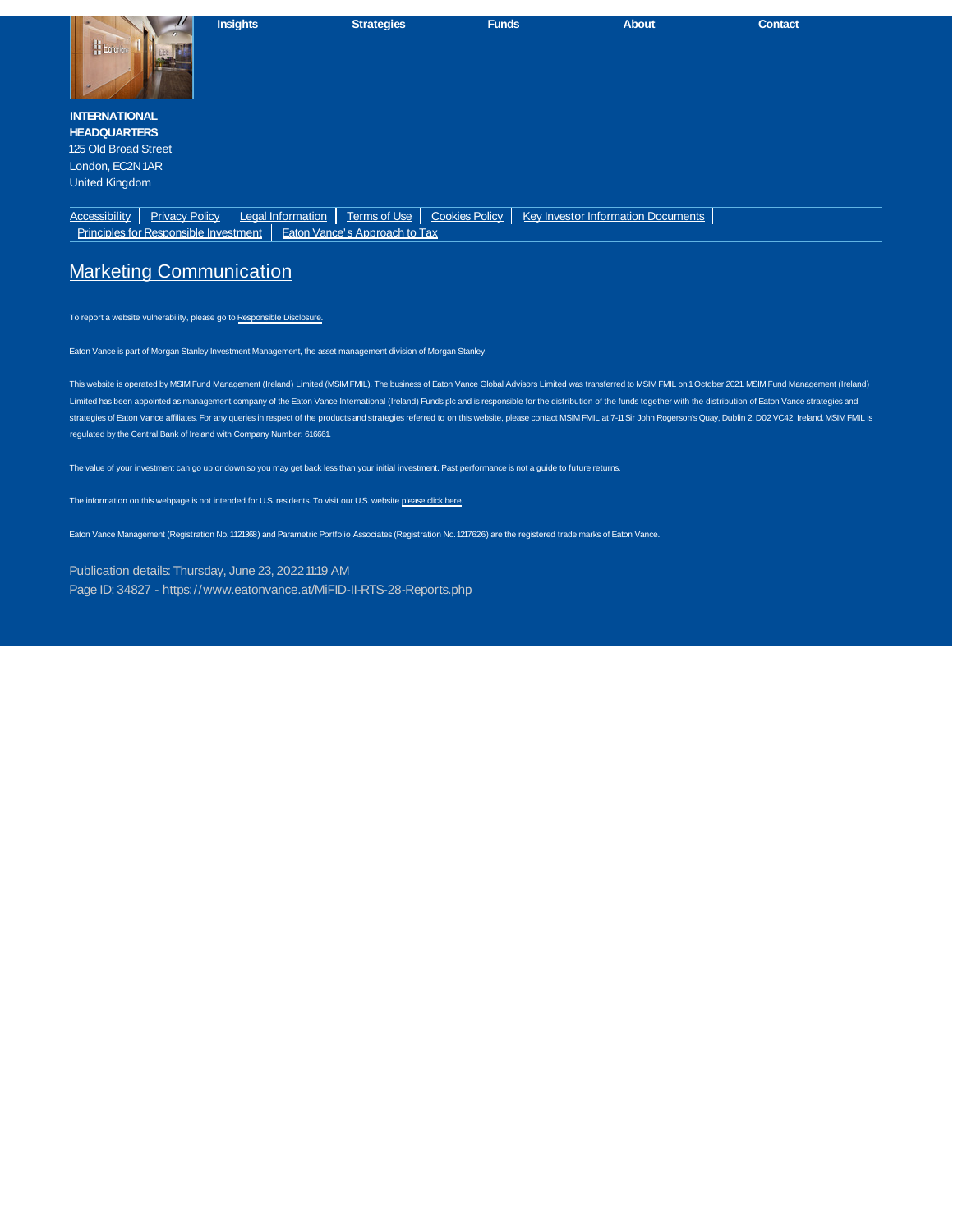Insights | Strategies | Funds | About | Contact

**INTERNATIONAL HEADQUARTERS**
125 Old Broad Street
London, EC2N 1AR
United Kingdom

Accessibility | Privacy Policy | Legal Information | Terms of Use | Cookies Policy | Key Investor Information Documents | Principles for Responsible Investment | Eaton Vance's Approach to Tax

## Marketing Communication

To report a website vulnerability, please go to Responsible Disclosure.

Eaton Vance is part of Morgan Stanley Investment Management, the asset management division of Morgan Stanley.

This website is operated by MSIM Fund Management (Ireland) Limited (MSIM FMIL). The business of Eaton Vance Global Advisors Limited was transferred to MSIM FMIL on 1 October 2021. MSIM Fund Management (Ireland) Limited has been appointed as management company of the Eaton Vance International (Ireland) Funds plc and is responsible for the distribution of the funds together with the distribution of Eaton Vance strategies and strategies of Eaton Vance affiliates. For any queries in respect of the products and strategies referred to on this website, please contact MSIM FMIL at 7-11 Sir John Rogerson's Quay, Dublin 2, D02 VC42, Ireland. MSIM FMIL is regulated by the Central Bank of Ireland with Company Number: 616661.

The value of your investment can go up or down so you may get back less than your initial investment. Past performance is not a guide to future returns.

The information on this webpage is not intended for U.S. residents. To visit our U.S. website please click here.

Eaton Vance Management (Registration No. 1121368) and Parametric Portfolio Associates (Registration No. 1217626) are the registered trade marks of Eaton Vance.

Publication details: Thursday, June 23, 2022 11:19 AM
Page ID: 34827 - https://www.eatonvance.at/MiFID-II-RTS-28-Reports.php